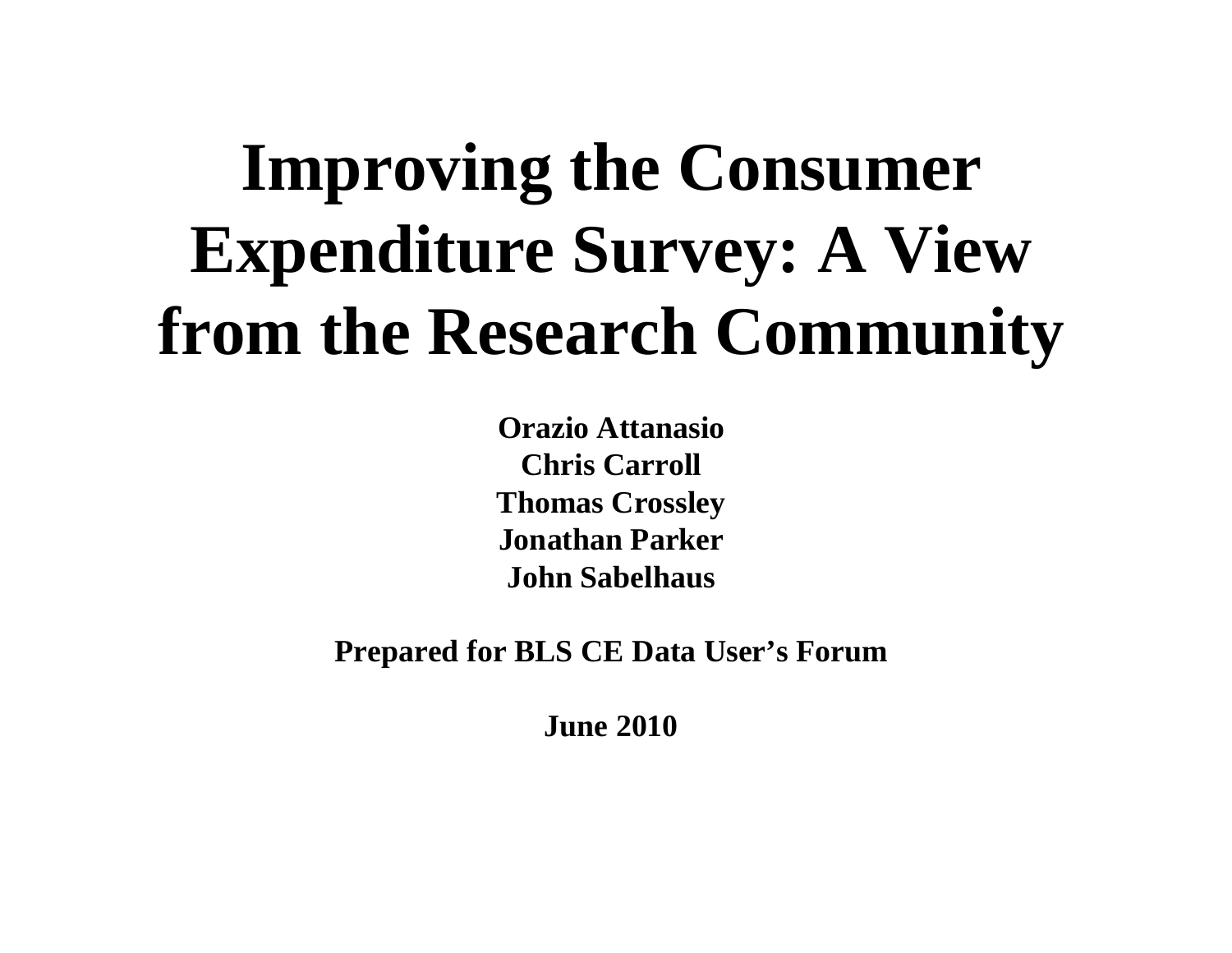# Improving the Consumer Expenditure Survey: A View from the Research Community

**Orazio Attanasio**
**Chris Carroll**
**Thomas Crossley**
**Jonathan Parker**
**John Sabelhaus**

**Prepared for BLS CE Data User's Forum**

**June 2010**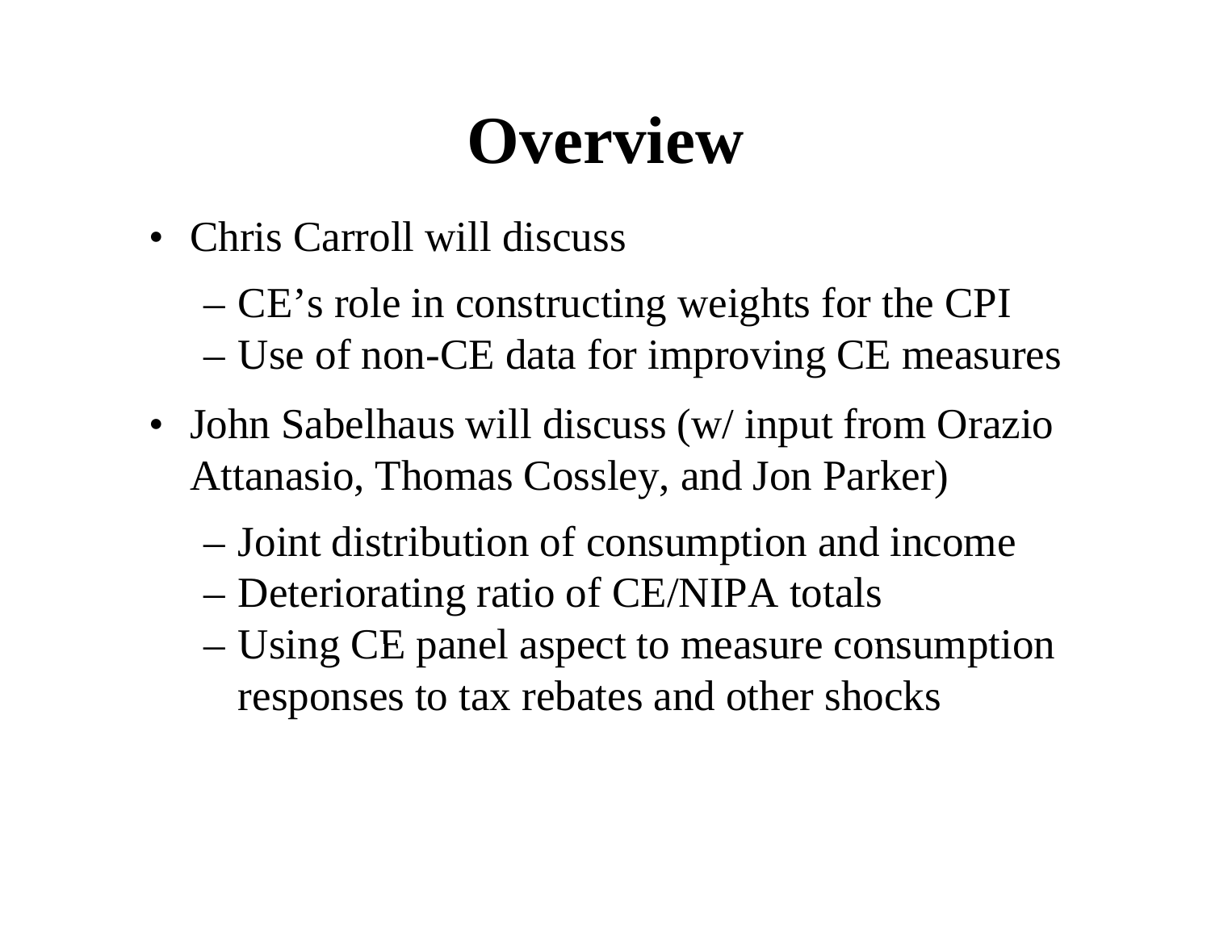# Overview

- Chris Carroll will discuss
  - CE's role in constructing weights for the CPI
  - Use of non-CE data for improving CE measures
- John Sabelhaus will discuss (w/ input from Orazio Attanasio, Thomas Cossley, and Jon Parker)
  - Joint distribution of consumption and income
  - Deteriorating ratio of CE/NIPA totals
  - Using CE panel aspect to measure consumption responses to tax rebates and other shocks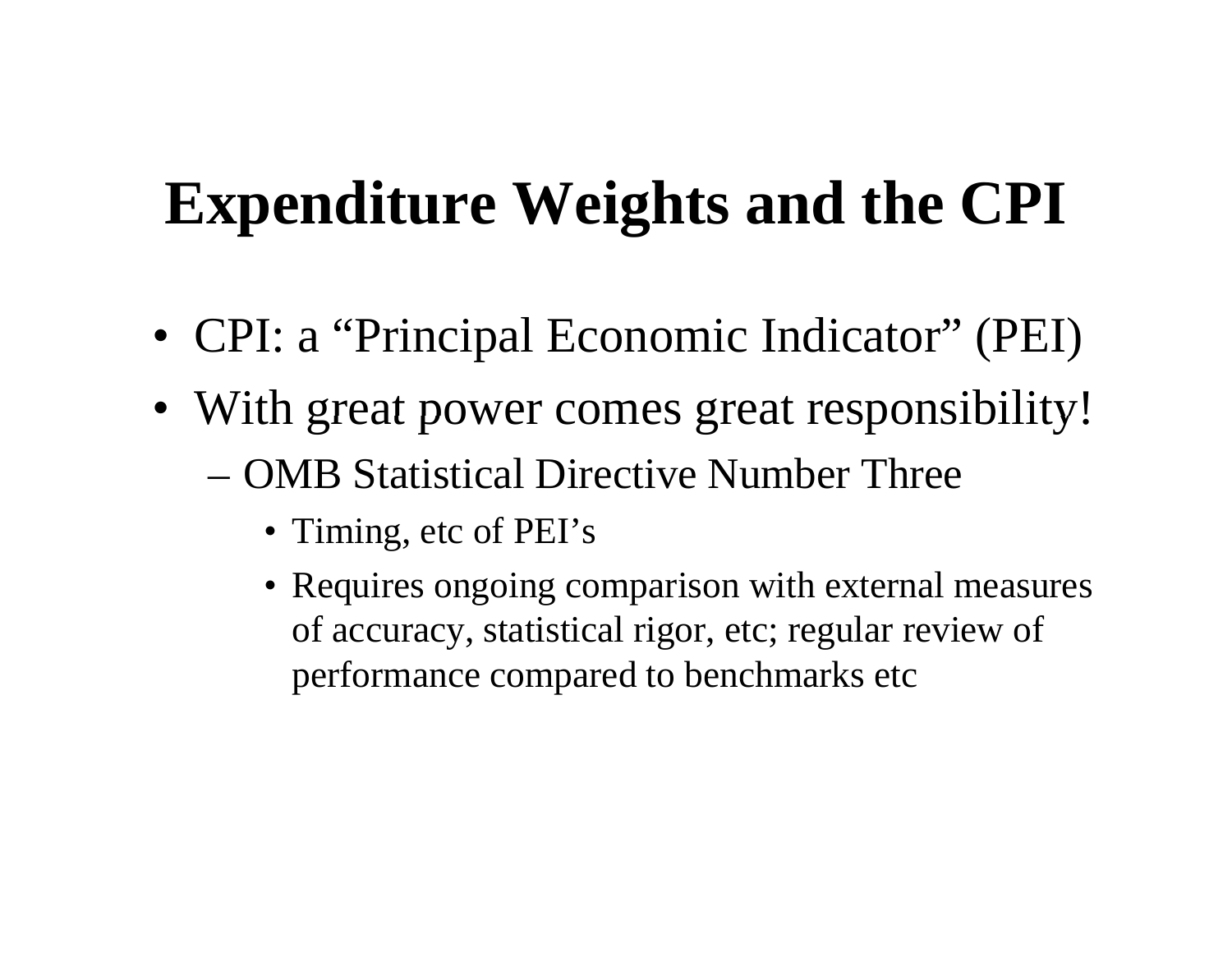# Expenditure Weights and the CPI

- CPI: a “Principal Economic Indicator” (PEI)
- With great power comes great responsibility!
  - OMB Statistical Directive Number Three
    - Timing, etc of PEI’s
    - Requires ongoing comparison with external measures of accuracy, statistical rigor, etc; regular review of performance compared to benchmarks etc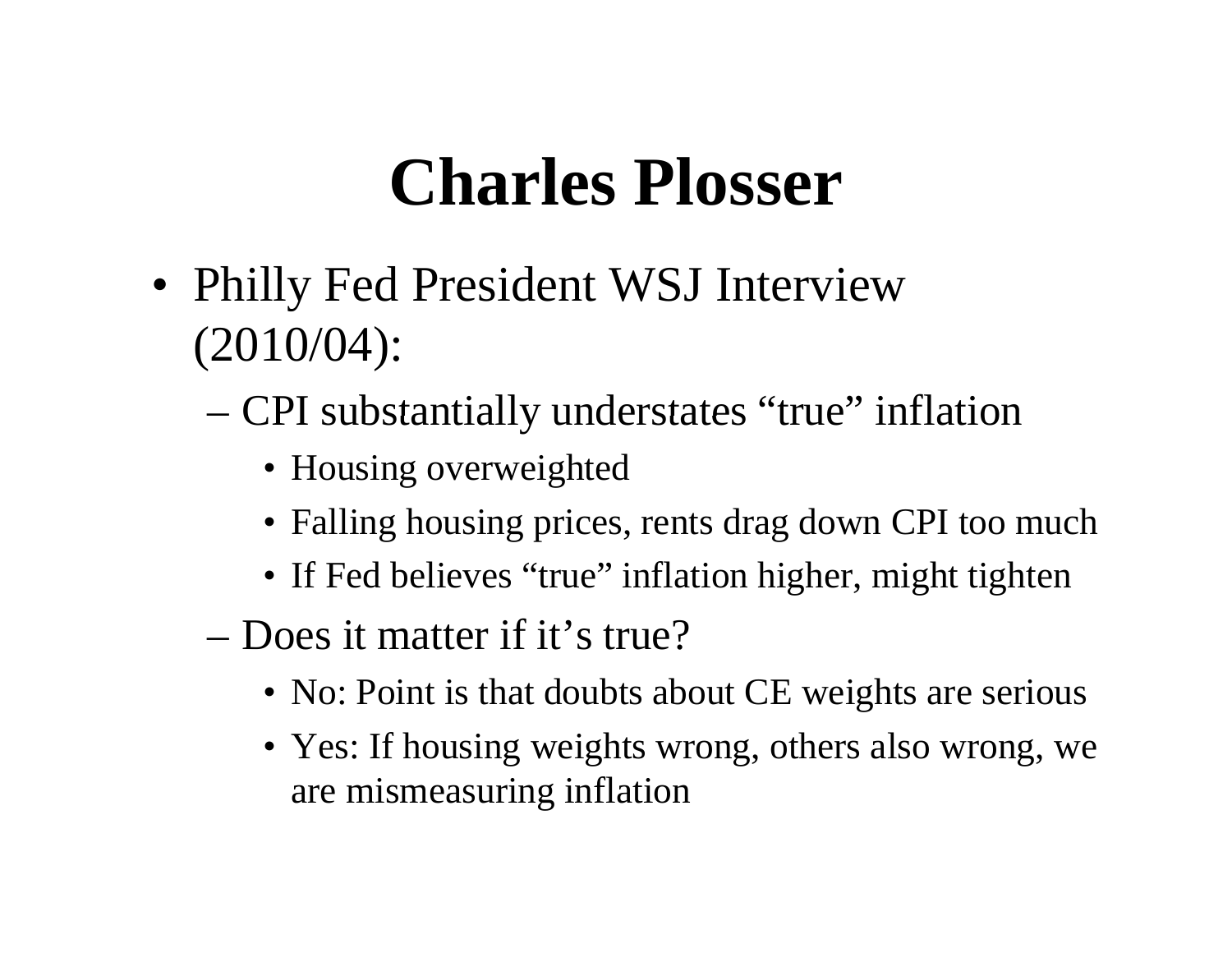# Charles Plosser

- Philly Fed President WSJ Interview (2010/04):
  - CPI substantially understates “true” inflation
    - Housing overweighted
    - Falling housing prices, rents drag down CPI too much
    - If Fed believes “true” inflation higher, might tighten
  - Does it matter if it’s true?
    - No: Point is that doubts about CE weights are serious
    - Yes: If housing weights wrong, others also wrong, we are mismeasuring inflation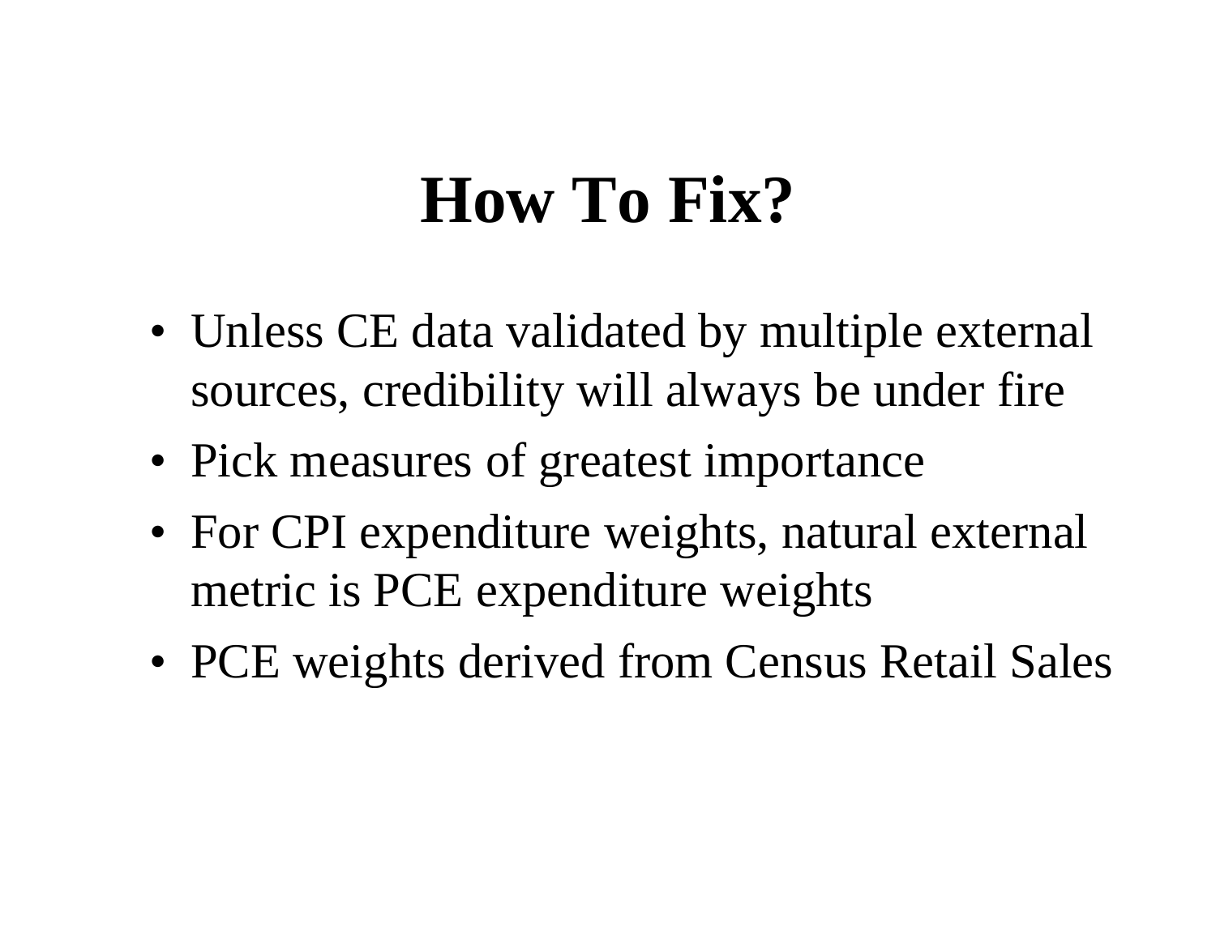# How To Fix?

- Unless CE data validated by multiple external sources, credibility will always be under fire
- Pick measures of greatest importance
- For CPI expenditure weights, natural external metric is PCE expenditure weights
- PCE weights derived from Census Retail Sales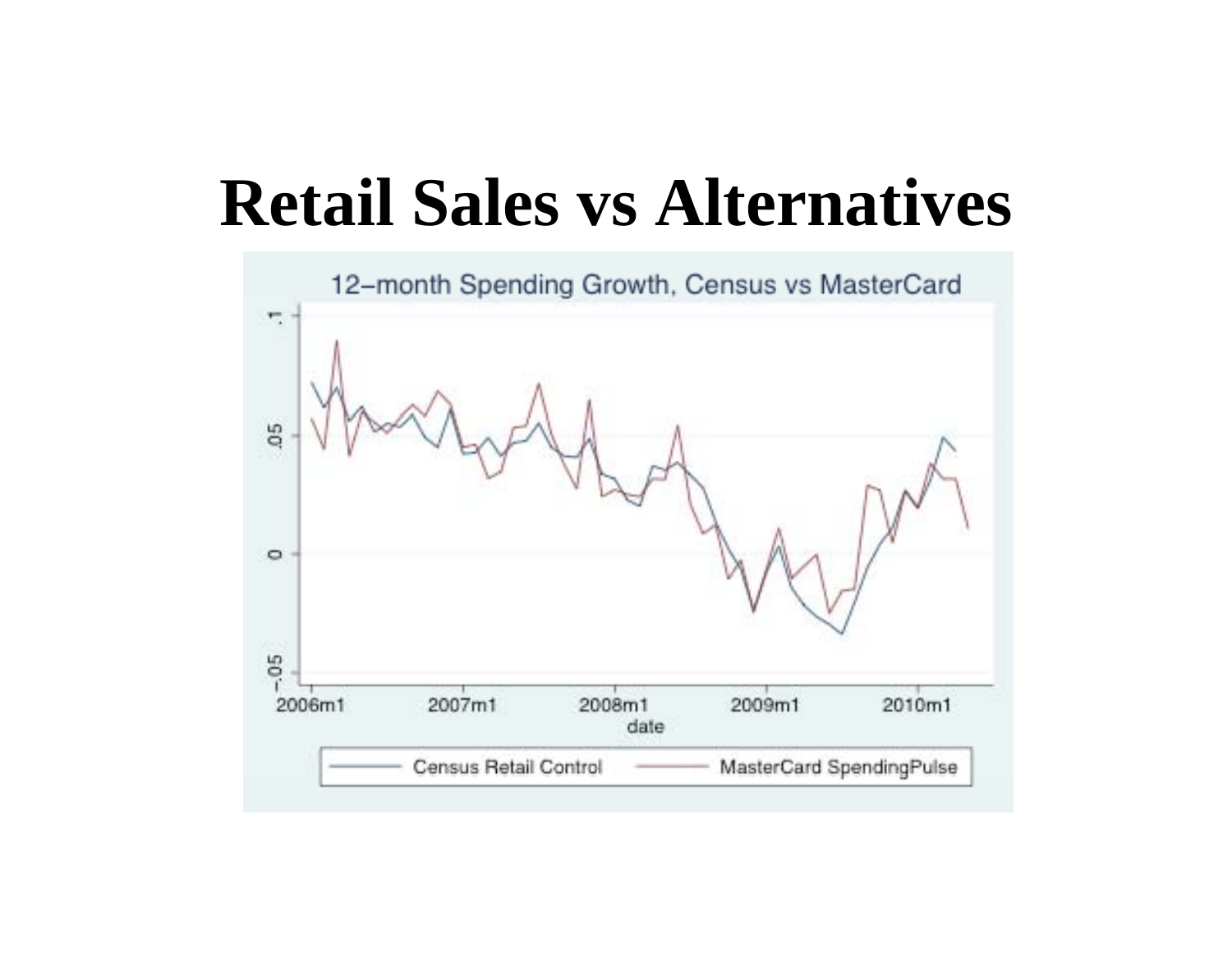# Retail Sales vs Alternatives

12–month Spending Growth, Census vs MasterCard

Census Retail Control — MasterCard SpendingPulse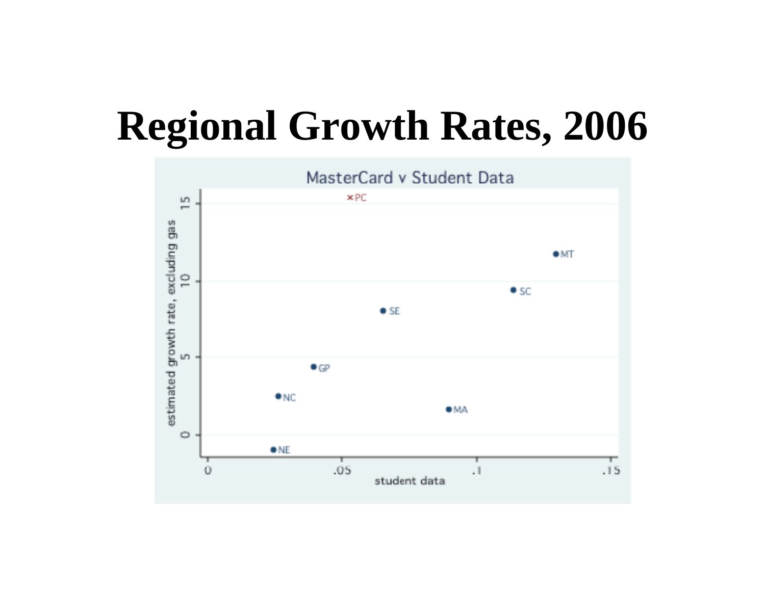# Regional Growth Rates, 2006

MasterCard v Student Data

estimated growth rate, excluding gas

student data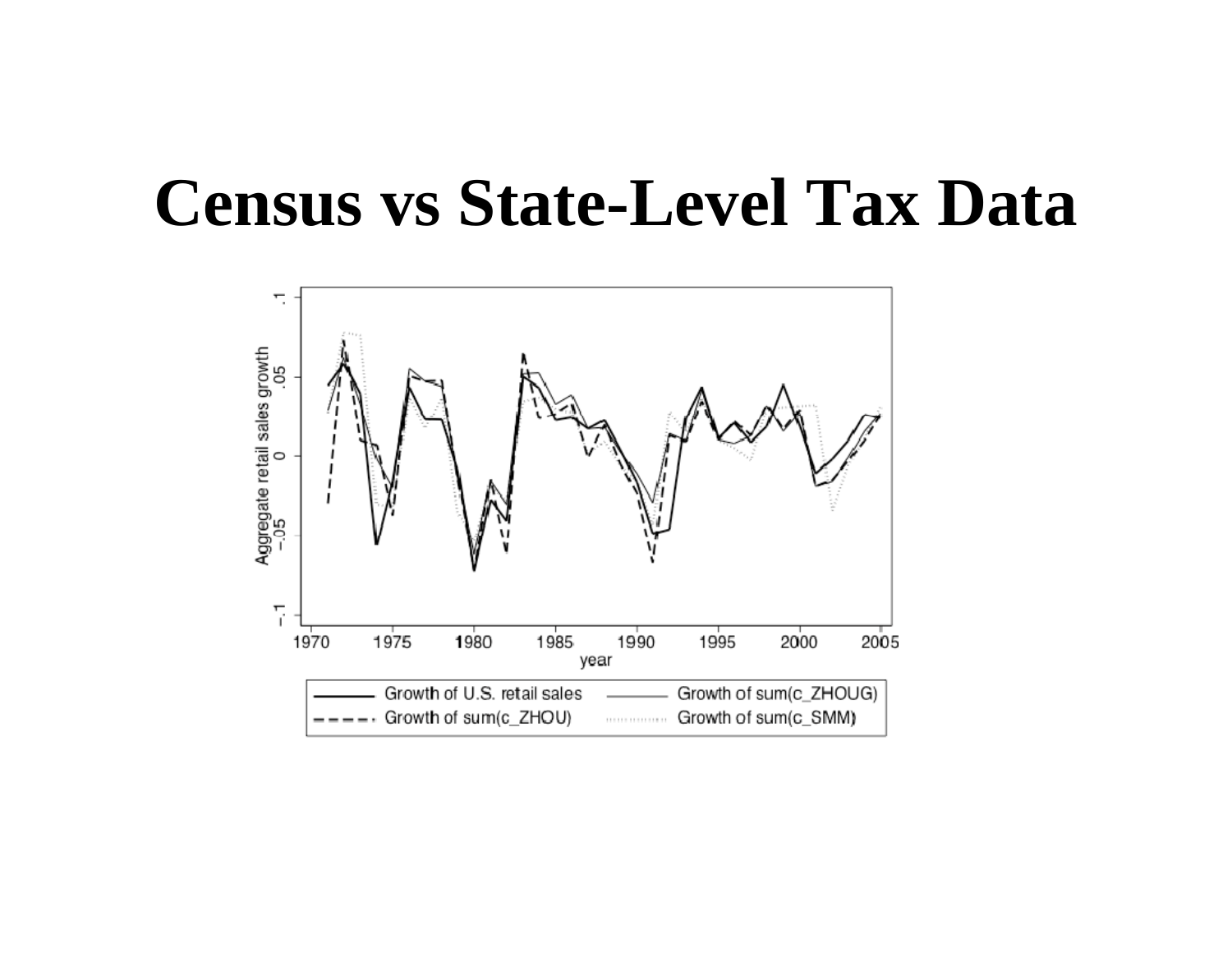# Census vs State-Level Tax Data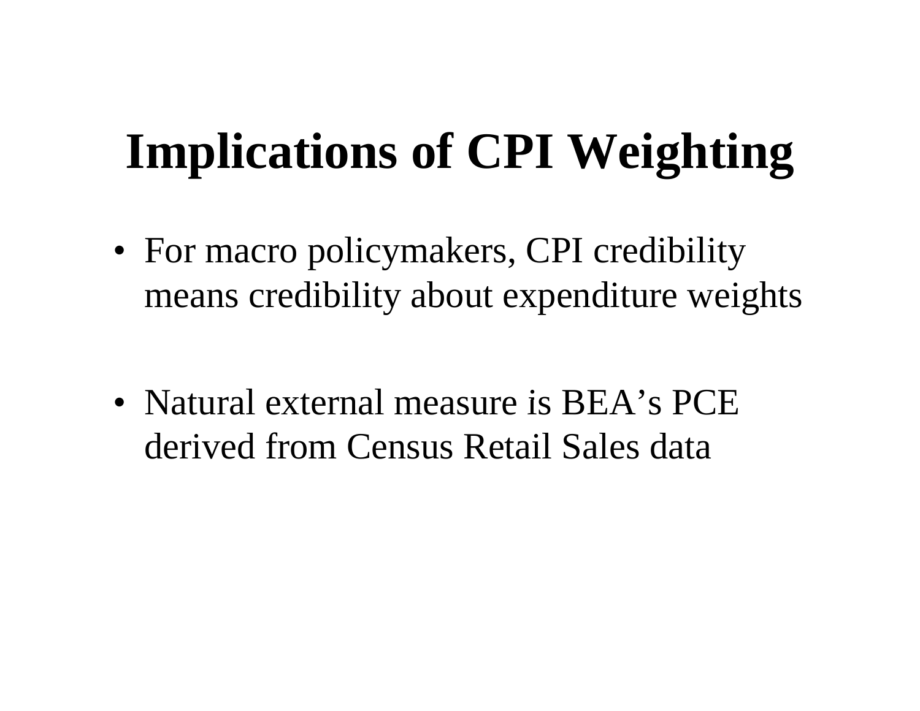# Implications of CPI Weighting

- For macro policymakers, CPI credibility means credibility about expenditure weights

- Natural external measure is BEA's PCE derived from Census Retail Sales data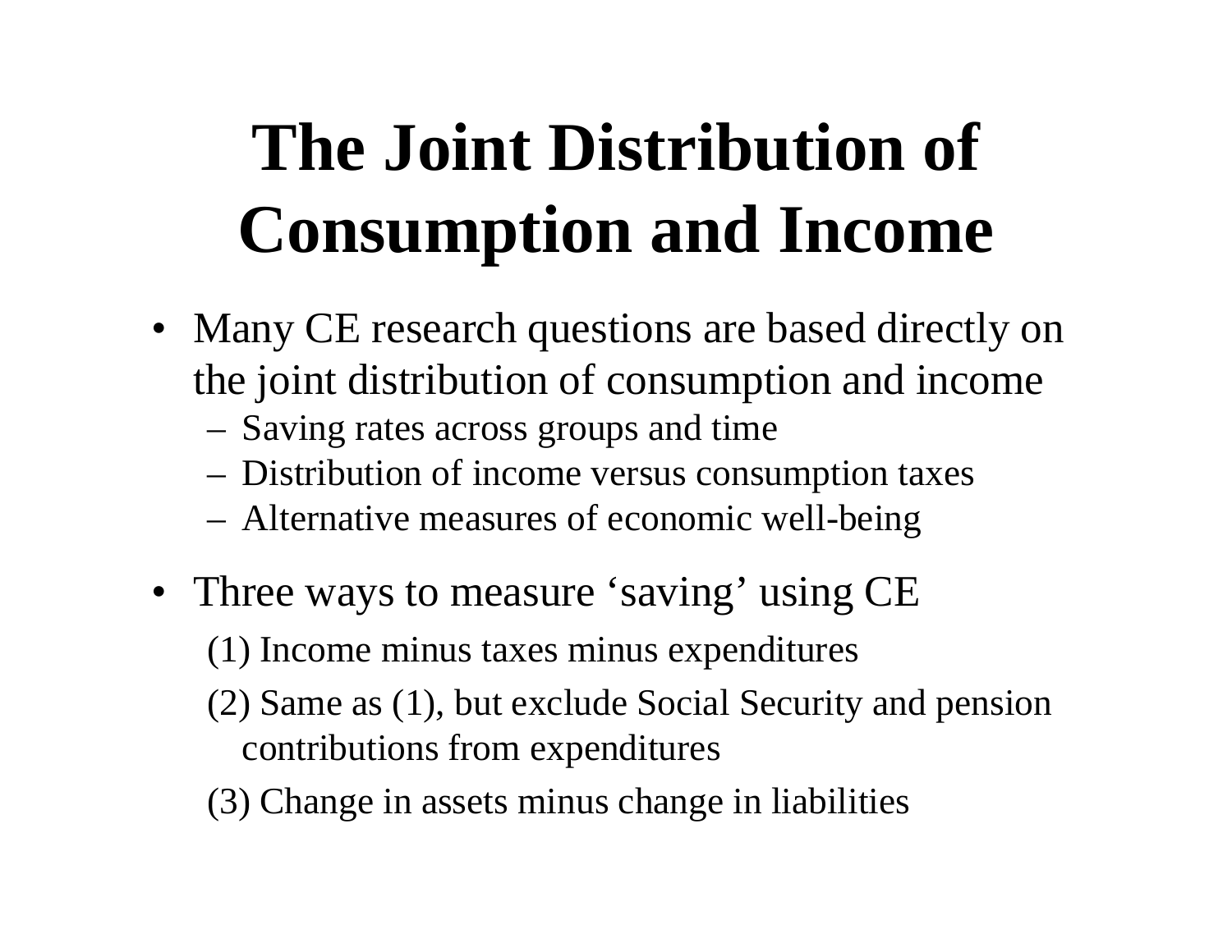# The Joint Distribution of Consumption and Income

- Many CE research questions are based directly on the joint distribution of consumption and income
  - Saving rates across groups and time
  - Distribution of income versus consumption taxes
  - Alternative measures of economic well-being
- Three ways to measure ‘saving’ using CE

  (1) Income minus taxes minus expenditures

  (2) Same as (1), but exclude Social Security and pension contributions from expenditures

  (3) Change in assets minus change in liabilities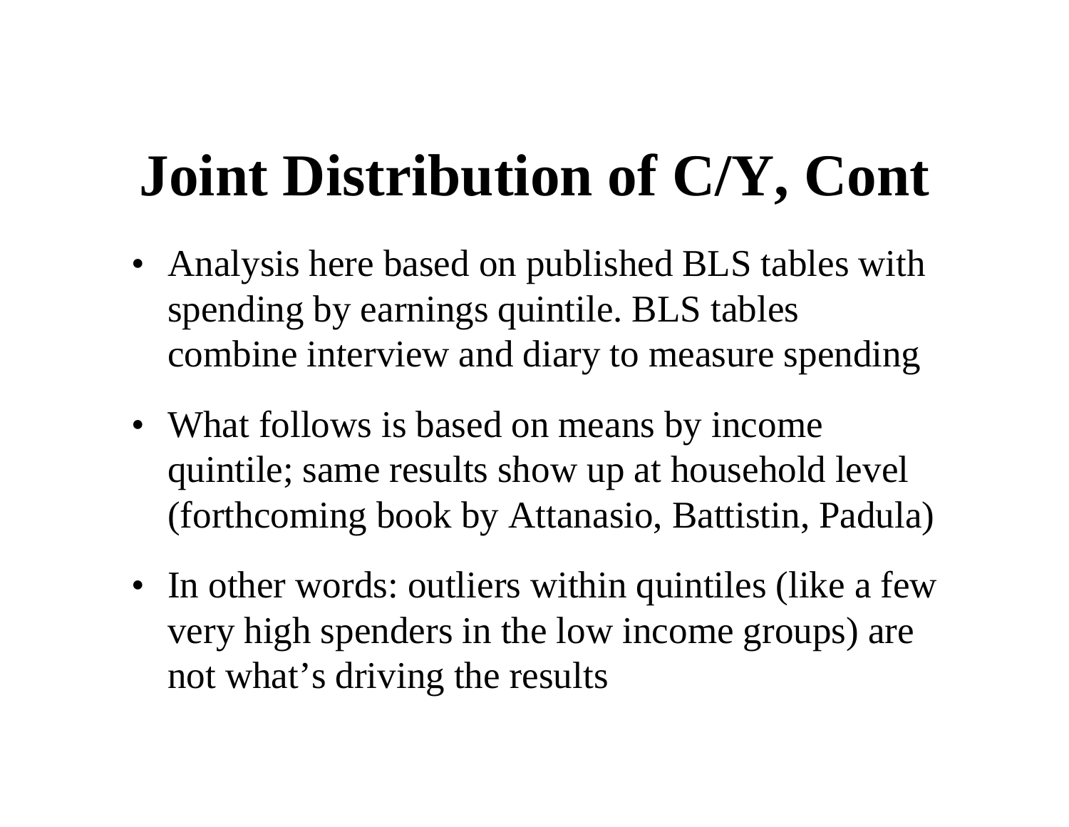# Joint Distribution of C/Y, Cont

- Analysis here based on published BLS tables with spending by earnings quintile. BLS tables combine interview and diary to measure spending
- What follows is based on means by income quintile; same results show up at household level (forthcoming book by Attanasio, Battistin, Padula)
- In other words: outliers within quintiles (like a few very high spenders in the low income groups) are not what's driving the results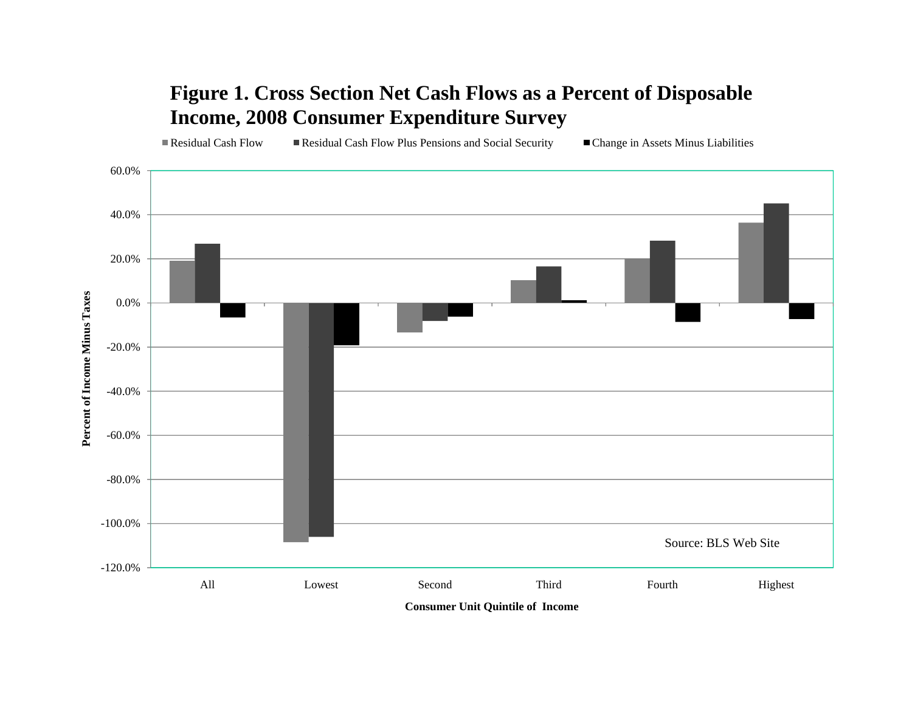**Figure 1. Cross Section Net Cash Flows as a Percent of Disposable Income, 2008 Consumer Expenditure Survey**

■ Residual Cash Flow ■ Residual Cash Flow Plus Pensions and Social Security ■ Change in Assets Minus Liabilities

Percent of Income Minus Taxes

60.0%
40.0%
20.0%
0.0%
-20.0%
-40.0%
-60.0%
-80.0%
-100.0%
-120.0%

All | Lowest | Second | Third | Fourth | Highest

Consumer Unit Quintile of Income

Source: BLS Web Site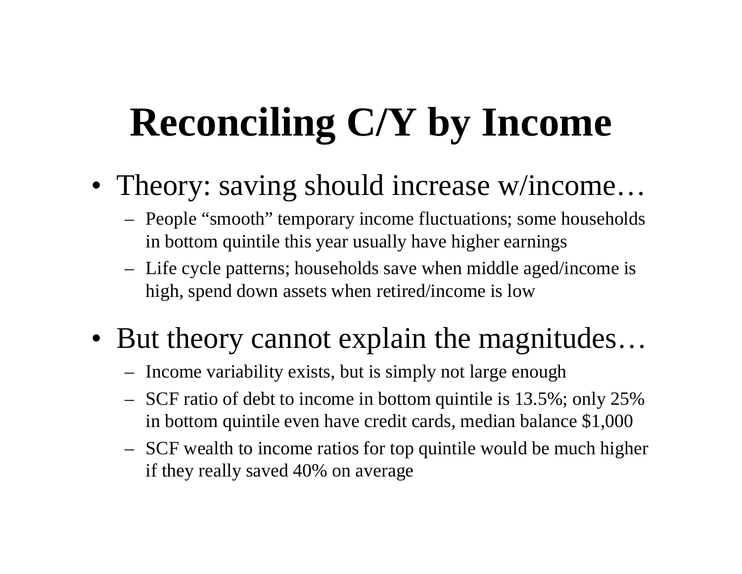# Reconciling C/Y by Income

- Theory: saving should increase w/income…
  - People "smooth" temporary income fluctuations; some households in bottom quintile this year usually have higher earnings
  - Life cycle patterns; households save when middle aged/income is high, spend down assets when retired/income is low
- But theory cannot explain the magnitudes…
  - Income variability exists, but is simply not large enough
  - SCF ratio of debt to income in bottom quintile is 13.5%; only 25% in bottom quintile even have credit cards, median balance $1,000
  - SCF wealth to income ratios for top quintile would be much higher if they really saved 40% on average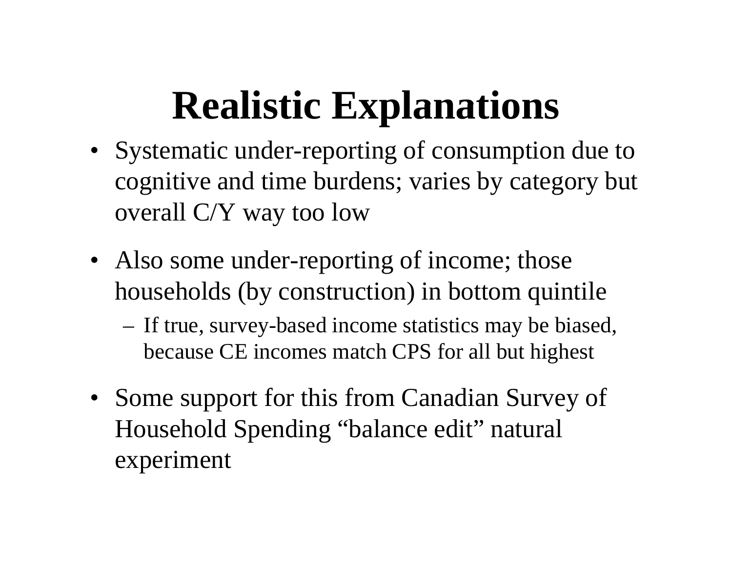# Realistic Explanations

- Systematic under-reporting of consumption due to cognitive and time burdens; varies by category but overall C/Y way too low
- Also some under-reporting of income; those households (by construction) in bottom quintile
  - If true, survey-based income statistics may be biased, because CE incomes match CPS for all but highest
- Some support for this from Canadian Survey of Household Spending "balance edit" natural experiment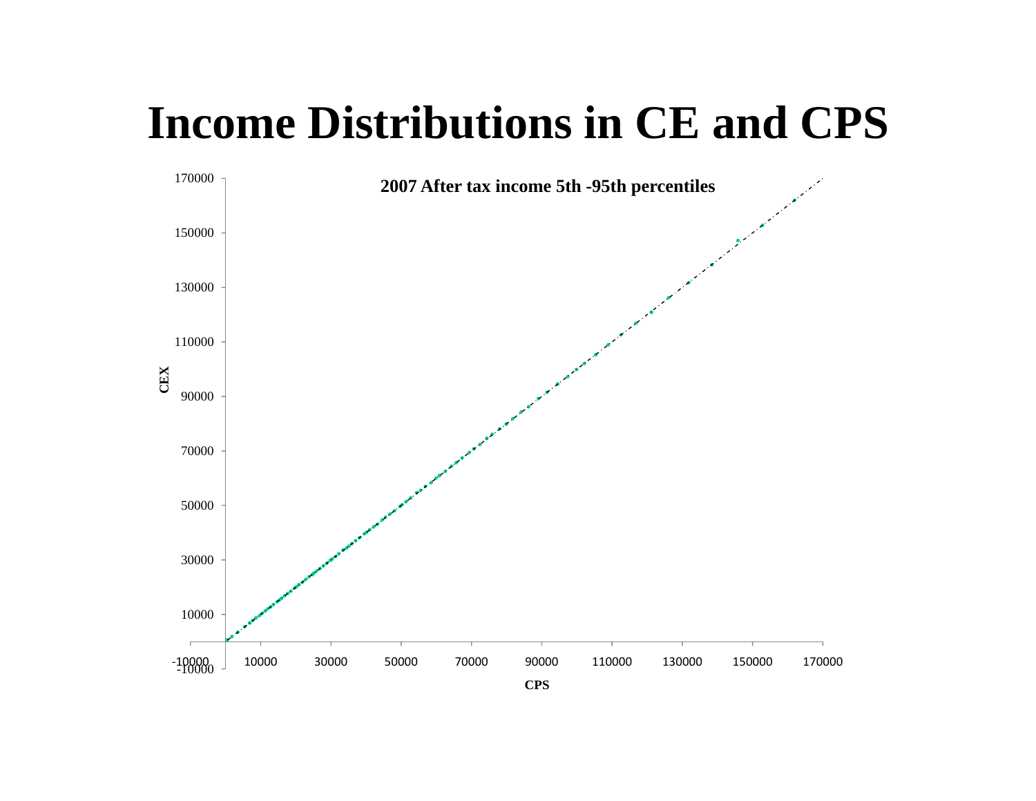# Income Distributions in CE and CPS

2007 After tax income 5th -95th percentiles

CEX

CPS

-10000 10000 30000 50000 70000 90000 110000 130000 150000 170000

-10000 10000 30000 50000 70000 90000 110000 130000 150000 170000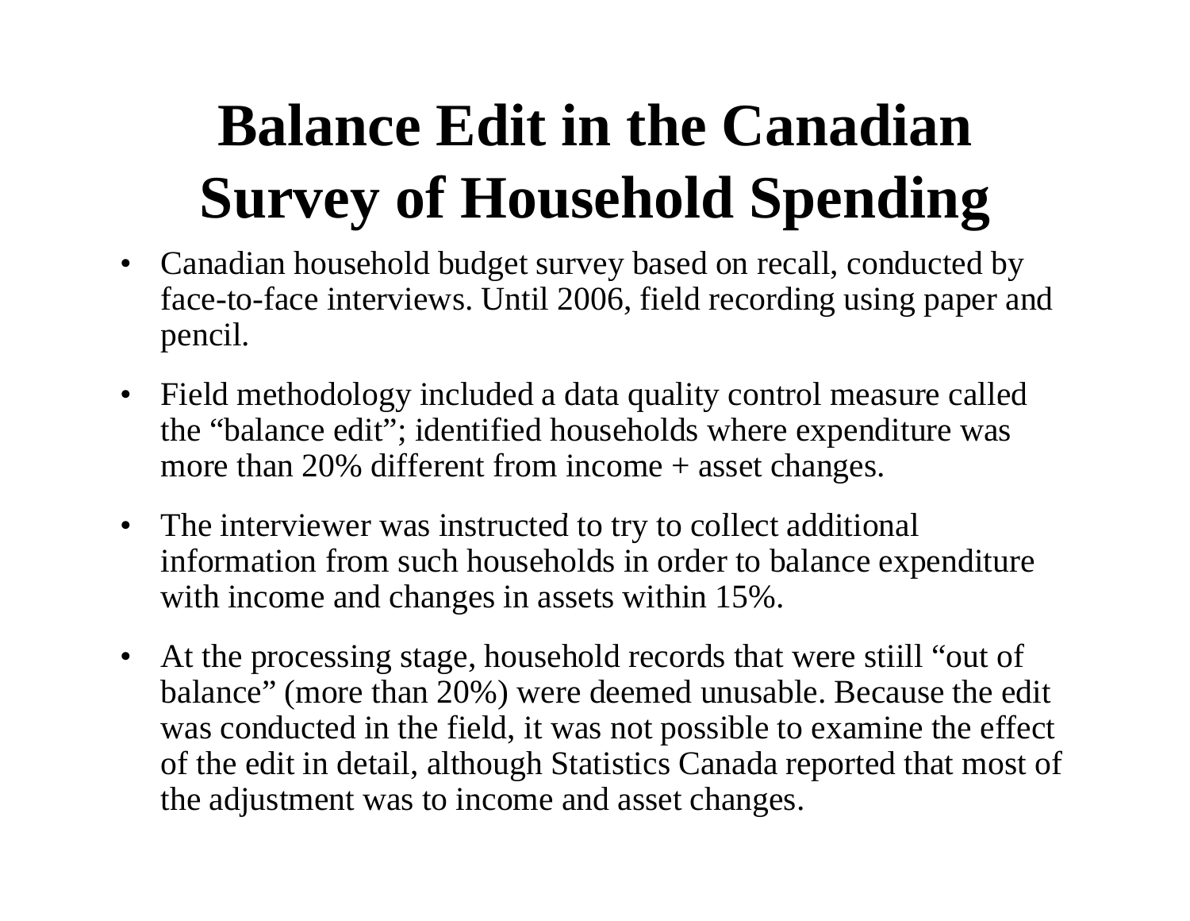# Balance Edit in the Canadian Survey of Household Spending

- Canadian household budget survey based on recall, conducted by face-to-face interviews. Until 2006, field recording using paper and pencil.
- Field methodology included a data quality control measure called the "balance edit"; identified households where expenditure was more than 20% different from income + asset changes.
- The interviewer was instructed to try to collect additional information from such households in order to balance expenditure with income and changes in assets within 15%.
- At the processing stage, household records that were stiill "out of balance" (more than 20%) were deemed unusable. Because the edit was conducted in the field, it was not possible to examine the effect of the edit in detail, although Statistics Canada reported that most of the adjustment was to income and asset changes.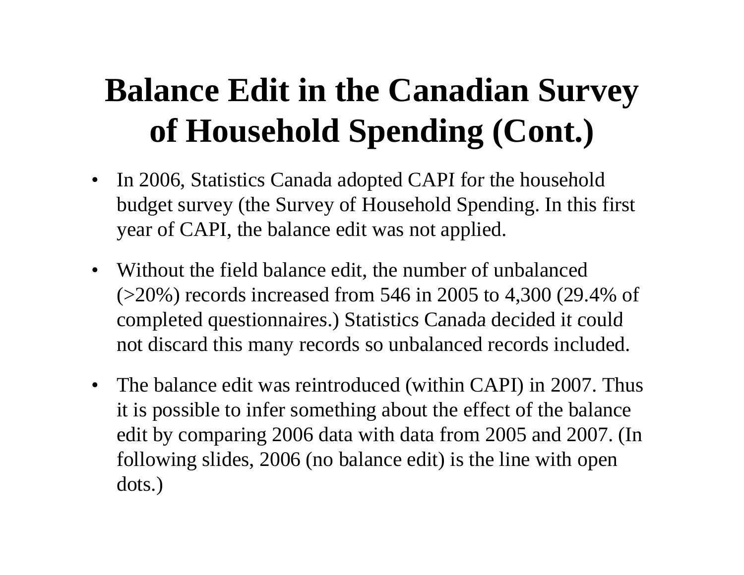# Balance Edit in the Canadian Survey of Household Spending (Cont.)

- In 2006, Statistics Canada adopted CAPI for the household budget survey (the Survey of Household Spending. In this first year of CAPI, the balance edit was not applied.
- Without the field balance edit, the number of unbalanced (>20%) records increased from 546 in 2005 to 4,300 (29.4% of completed questionnaires.) Statistics Canada decided it could not discard this many records so unbalanced records included.
- The balance edit was reintroduced (within CAPI) in 2007. Thus it is possible to infer something about the effect of the balance edit by comparing 2006 data with data from 2005 and 2007. (In following slides, 2006 (no balance edit) is the line with open dots.)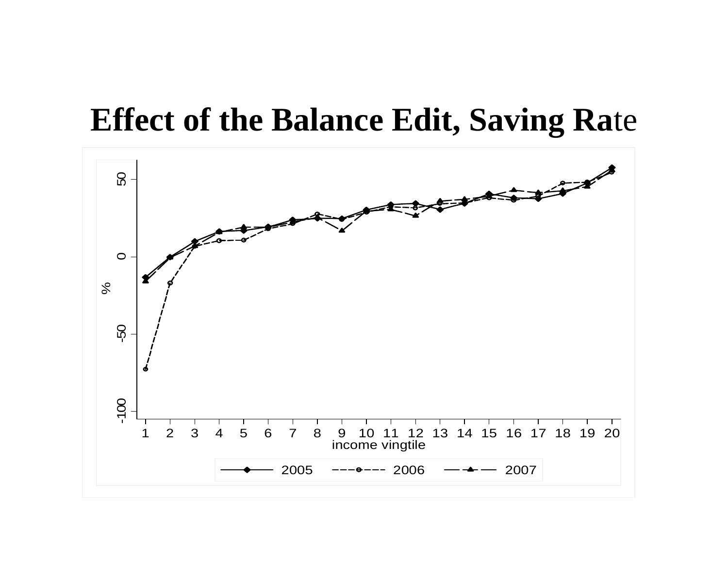# Effect of the Balance Edit, Saving Rate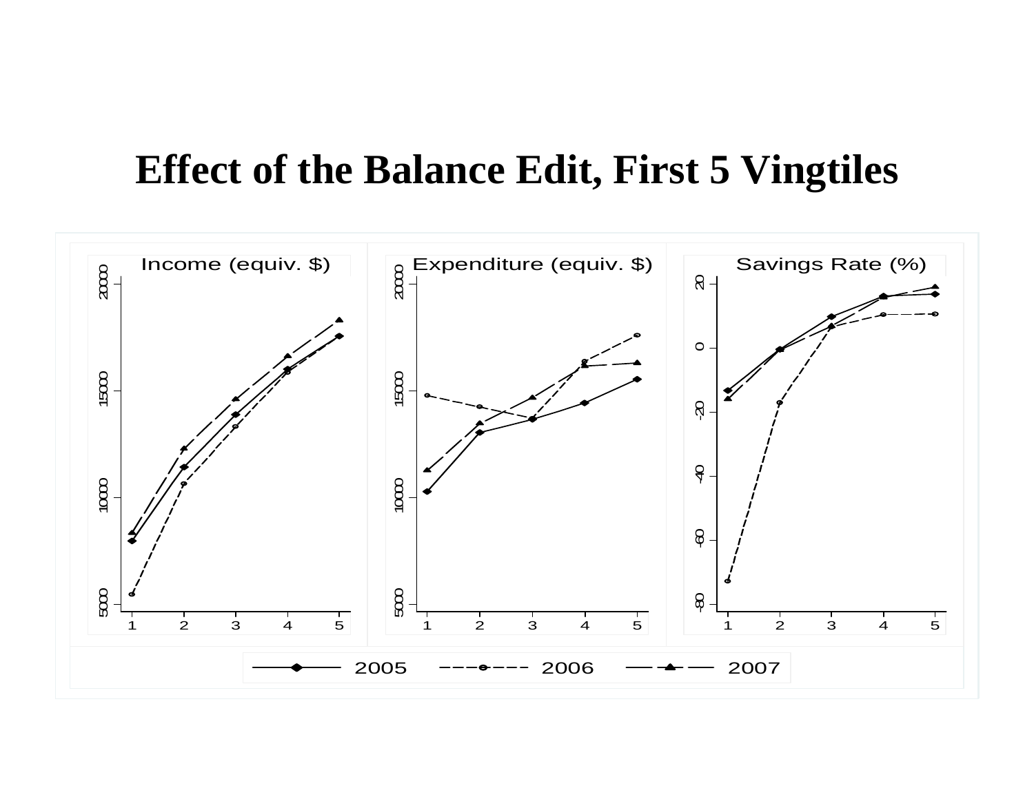# Effect of the Balance Edit, First 5 Vingtiles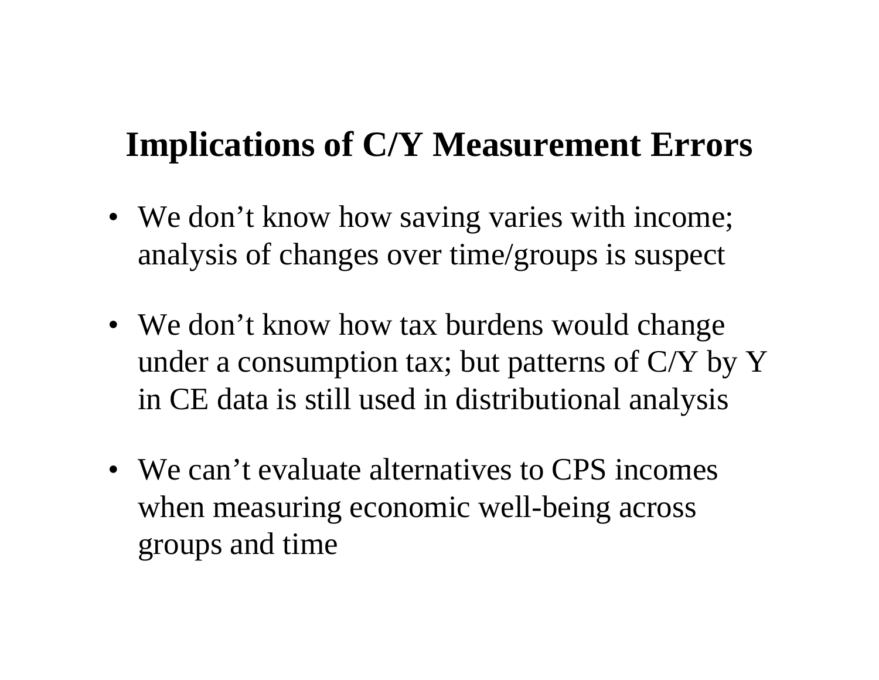## Implications of C/Y Measurement Errors

- We don’t know how saving varies with income; analysis of changes over time/groups is suspect

- We don’t know how tax burdens would change under a consumption tax; but patterns of C/Y by Y in CE data is still used in distributional analysis

- We can’t evaluate alternatives to CPS incomes when measuring economic well-being across groups and time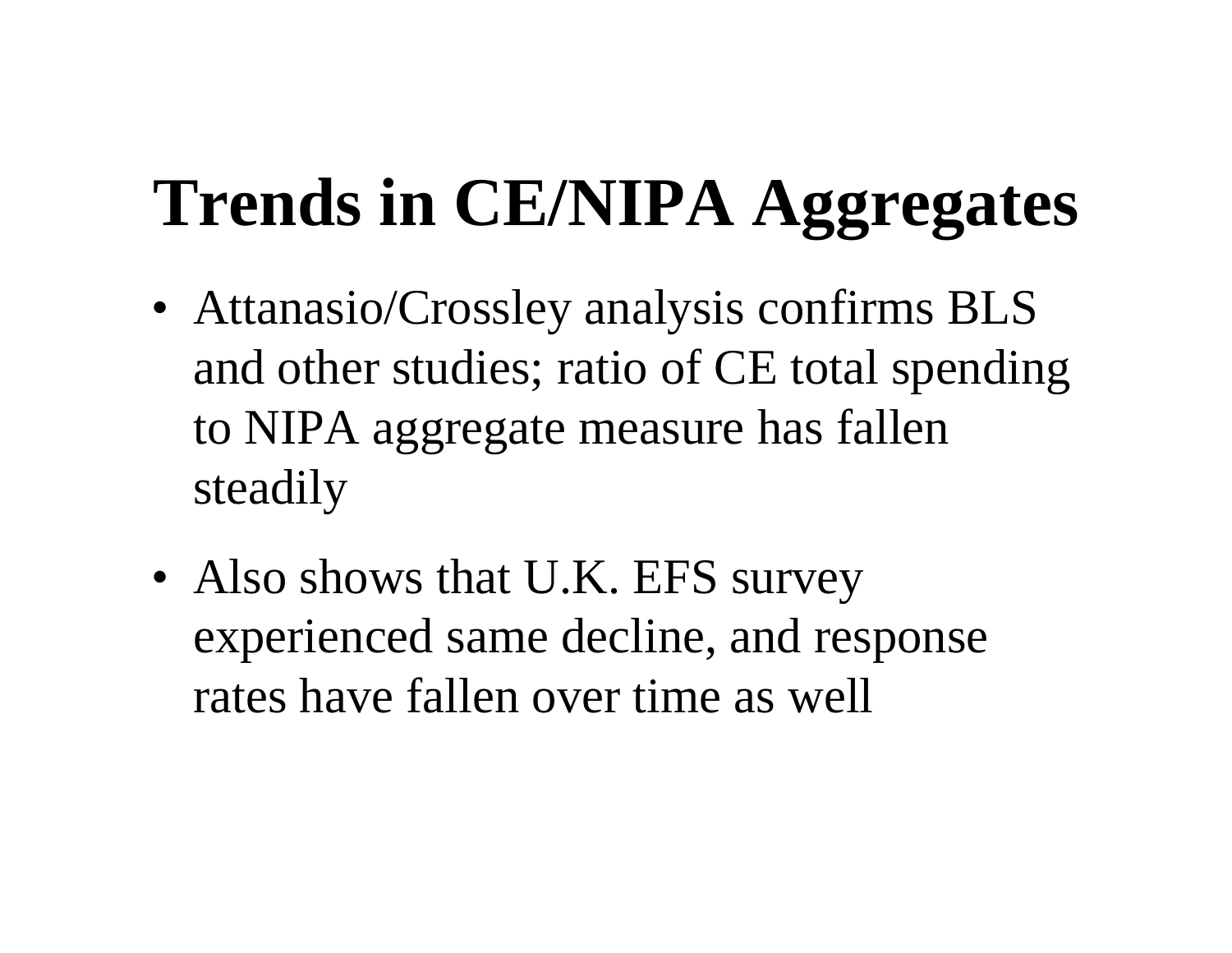# Trends in CE/NIPA Aggregates

- Attanasio/Crossley analysis confirms BLS and other studies; ratio of CE total spending to NIPA aggregate measure has fallen steadily
- Also shows that U.K. EFS survey experienced same decline, and response rates have fallen over time as well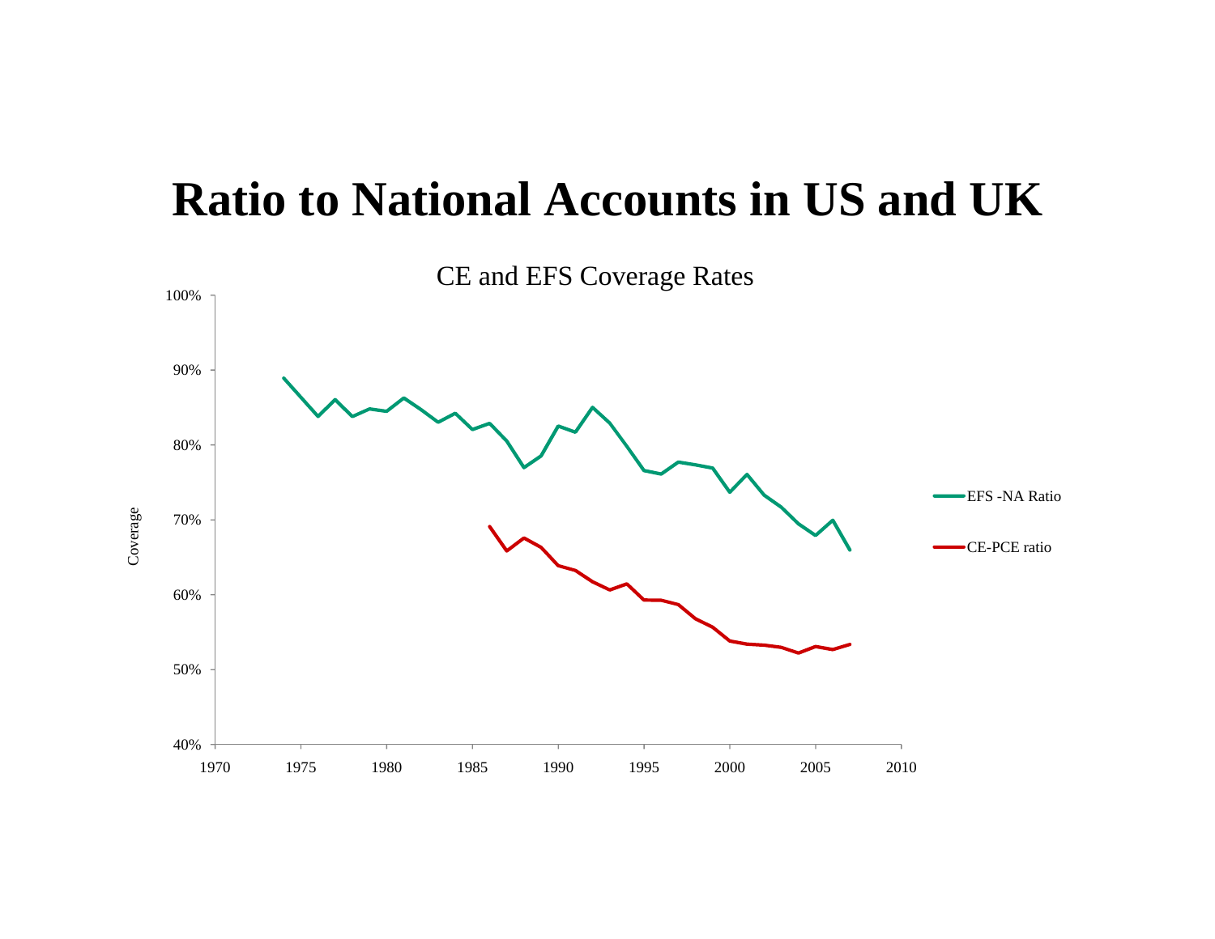# Ratio to National Accounts in US and UK

CE and EFS Coverage Rates

Coverage

100%
90%
80%
70%
60%
50%
40%

1970 1975 1980 1985 1990 1995 2000 2005 2010

EFS -NA Ratio

CE-PCE ratio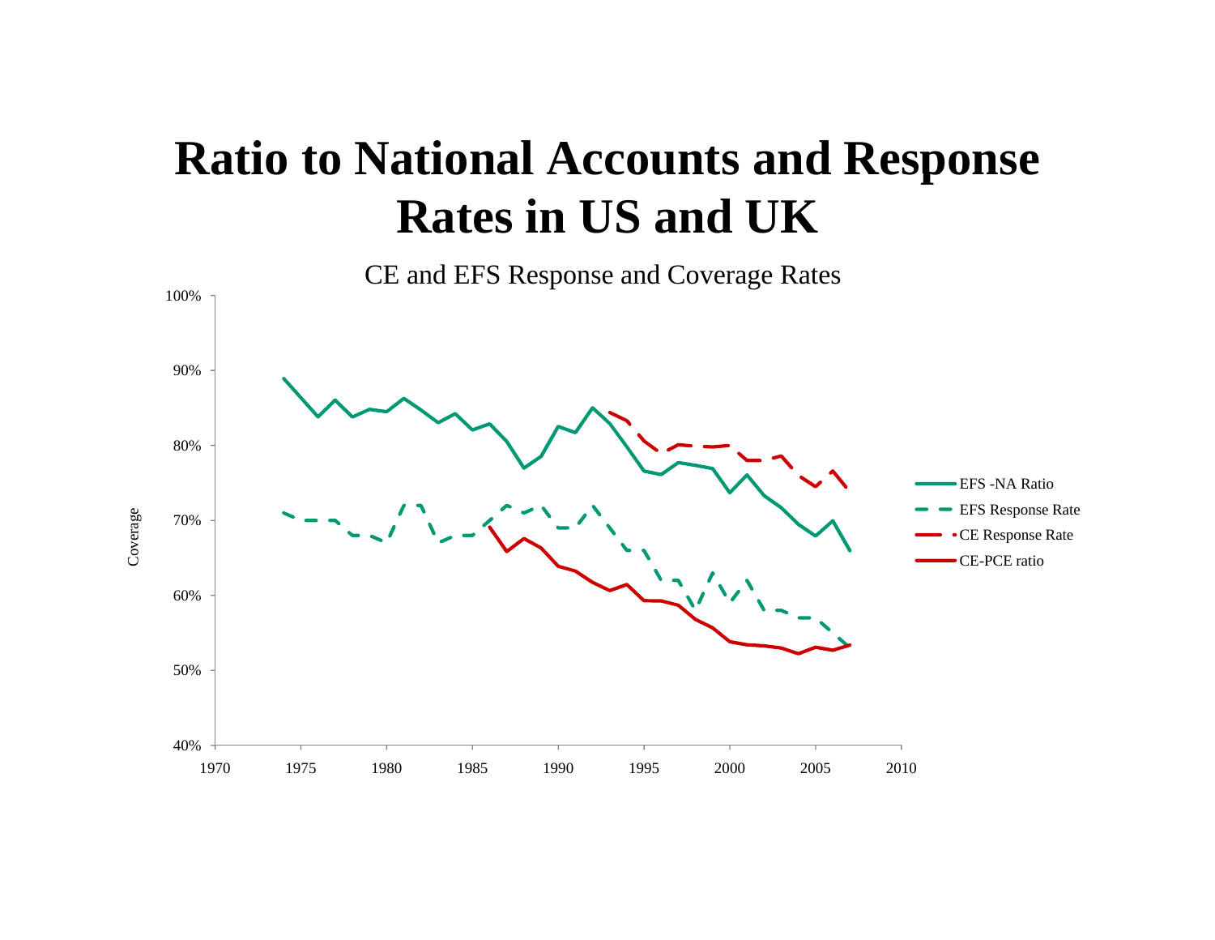# Ratio to National Accounts and Response Rates in US and UK

CE and EFS Response and Coverage Rates

Coverage

100%
90%
80%
70%
60%
50%
40%

1970 1975 1980 1985 1990 1995 2000 2005 2010

- EFS -NA Ratio
- EFS Response Rate
- CE Response Rate
- CE-PCE ratio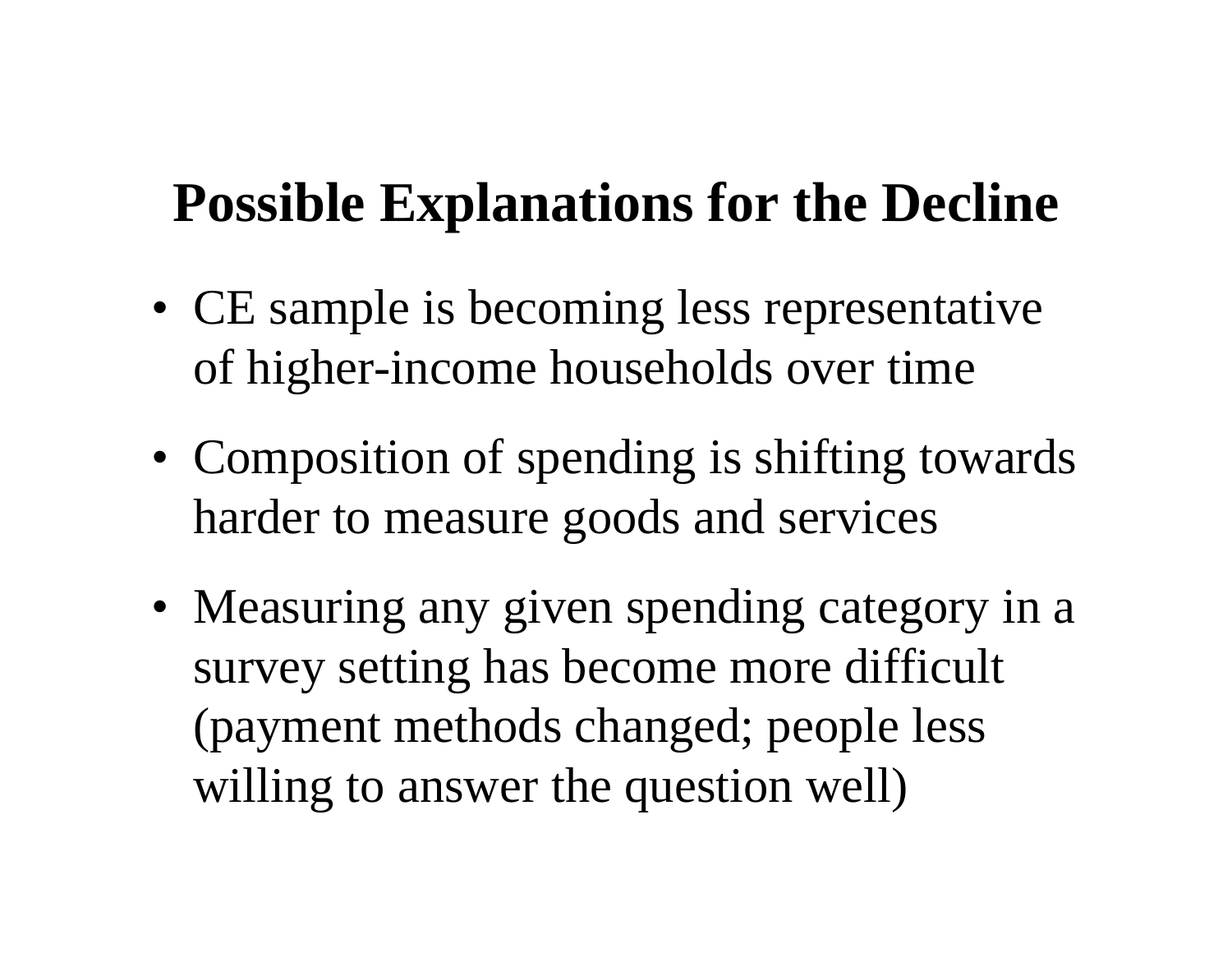# Possible Explanations for the Decline

- CE sample is becoming less representative of higher-income households over time
- Composition of spending is shifting towards harder to measure goods and services
- Measuring any given spending category in a survey setting has become more difficult (payment methods changed; people less willing to answer the question well)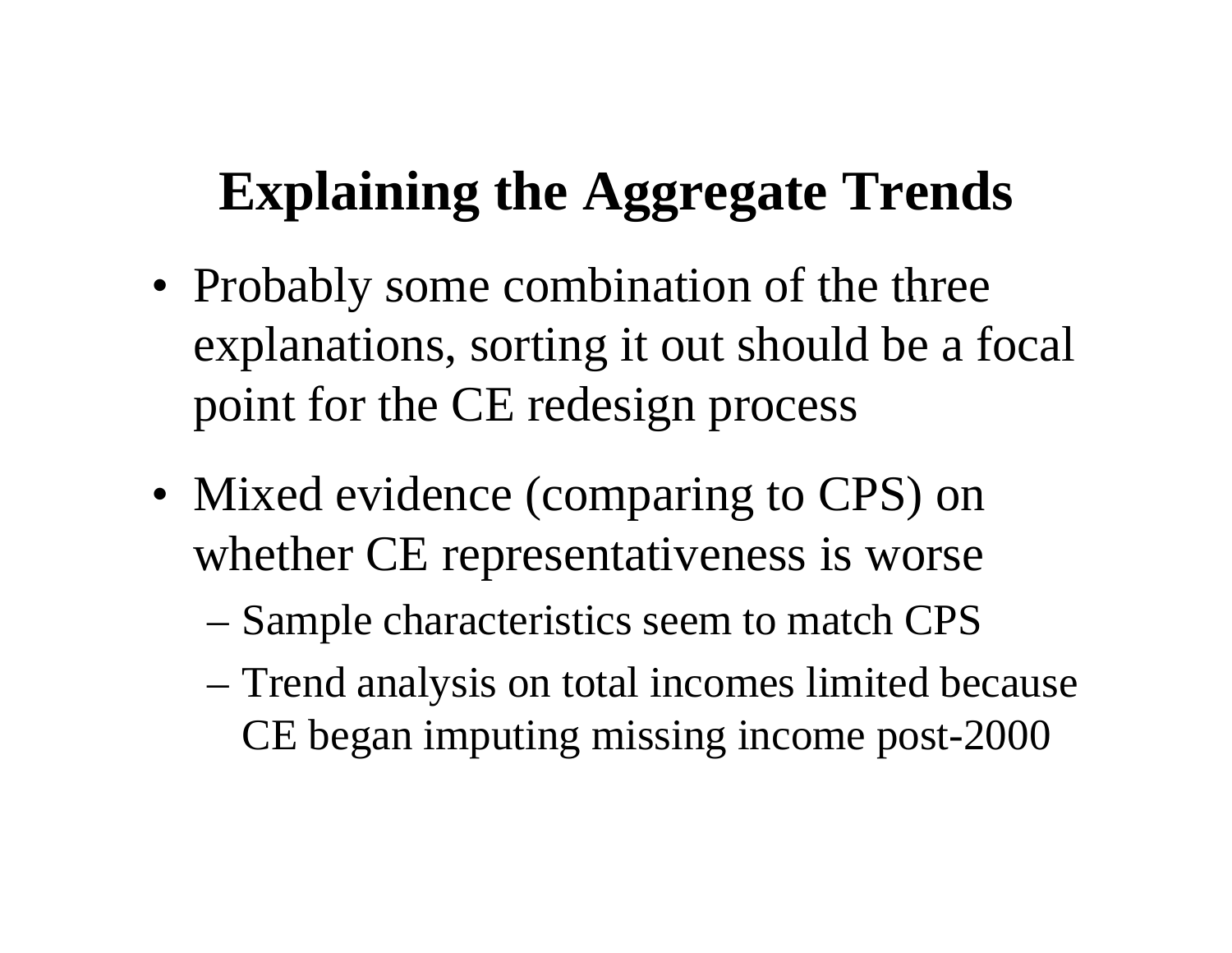# Explaining the Aggregate Trends

- Probably some combination of the three explanations, sorting it out should be a focal point for the CE redesign process
- Mixed evidence (comparing to CPS) on whether CE representativeness is worse
  - Sample characteristics seem to match CPS
  - Trend analysis on total incomes limited because CE began imputing missing income post-2000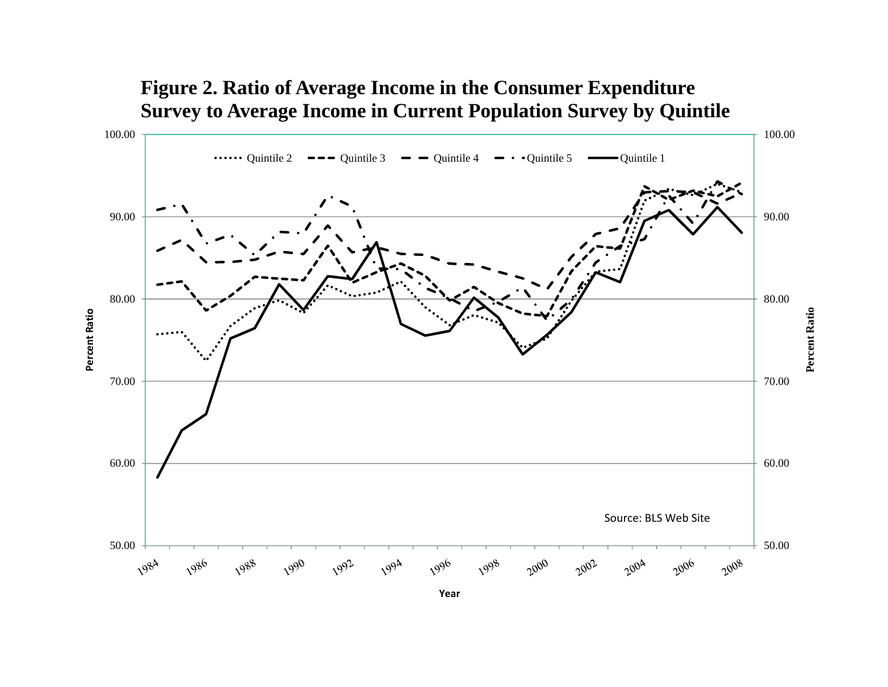**Figure 2. Ratio of Average Income in the Consumer Expenditure Survey to Average Income in Current Population Survey by Quintile**

Quintile 2 | Quintile 3 | Quintile 4 | Quintile 5 | Quintile 1

Percent Ratio

100.00
90.00
80.00
70.00
60.00
50.00

1984 1986 1988 1990 1992 1994 1996 1998 2000 2002 2004 2006 2008

Year

Source: BLS Web Site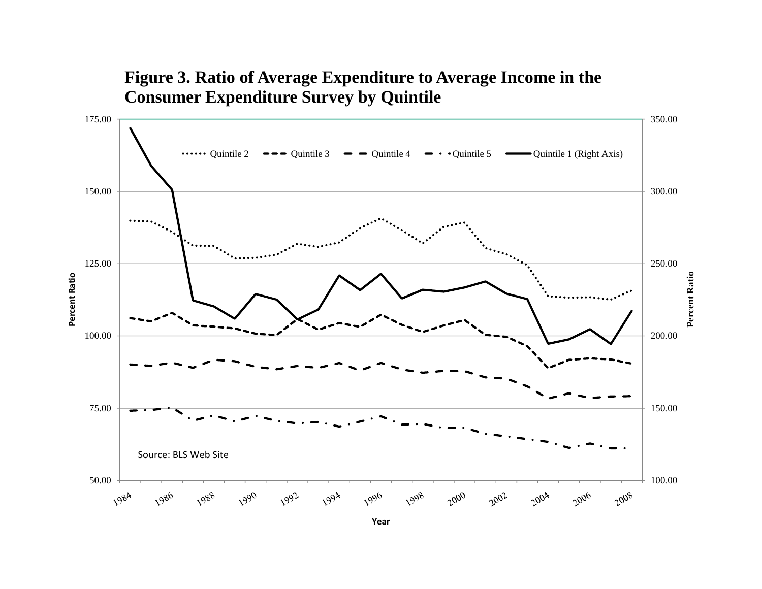**Figure 3. Ratio of Average Expenditure to Average Income in the Consumer Expenditure Survey by Quintile**

Quintile 2 — Quintile 3 — Quintile 4 — Quintile 5 — Quintile 1 (Right Axis)

Percent Ratio

Year

Source: BLS Web Site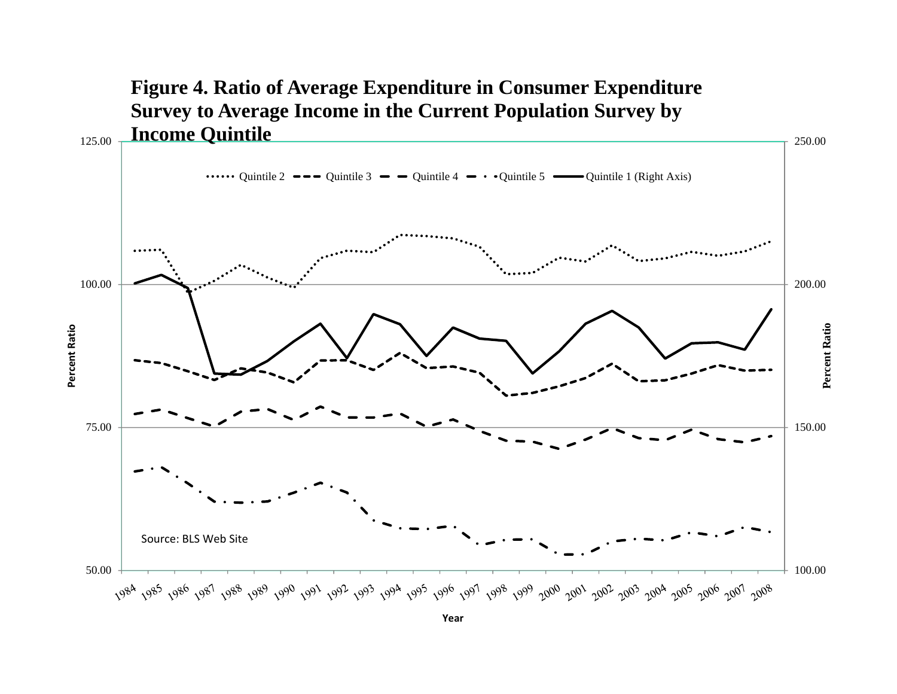**Figure 4. Ratio of Average Expenditure in Consumer Expenditure Survey to Average Income in the Current Population Survey by Income Quintile**

Quintile 2 | Quintile 3 | Quintile 4 | Quintile 5 | Quintile 1 (Right Axis)

Percent Ratio

Year

Source: BLS Web Site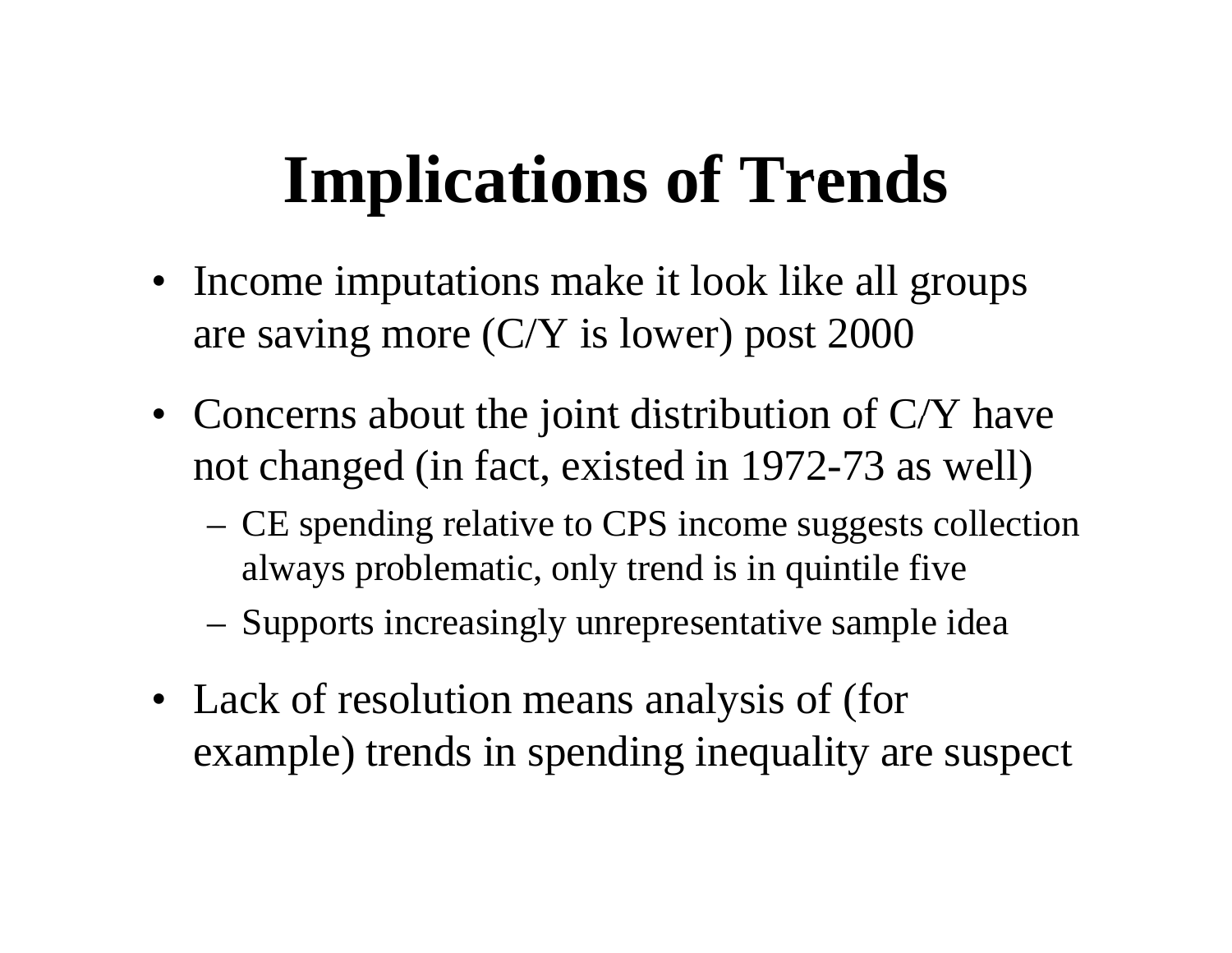# Implications of Trends

- Income imputations make it look like all groups are saving more (C/Y is lower) post 2000
- Concerns about the joint distribution of C/Y have not changed (in fact, existed in 1972-73 as well)
  - CE spending relative to CPS income suggests collection always problematic, only trend is in quintile five
  - Supports increasingly unrepresentative sample idea
- Lack of resolution means analysis of (for example) trends in spending inequality are suspect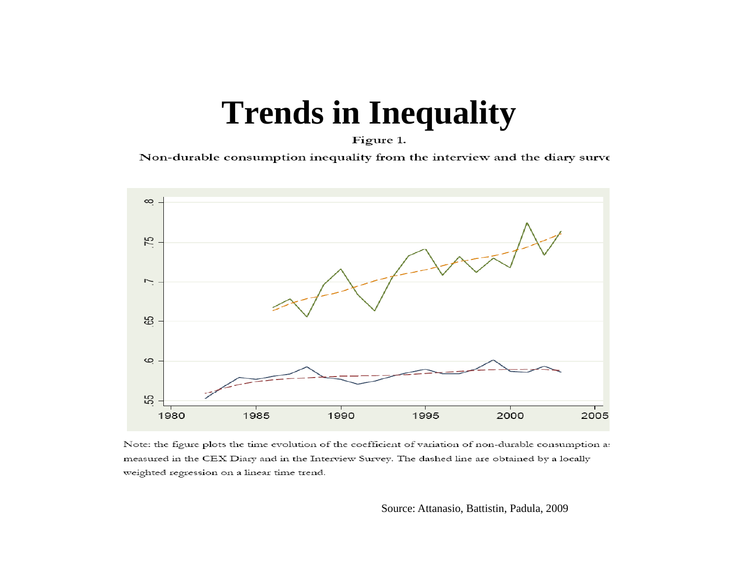# Trends in Inequality

Figure 1.

Non-durable consumption inequality from the interview and the diary surve

Note: the figure plots the time evolution of the coefficient of variation of non-durable consumption a: measured in the CEX Diary and in the Interview Survey. The dashed line are obtained by a locally weighted regression on a linear time trend.

Source: Attanasio, Battistin, Padula, 2009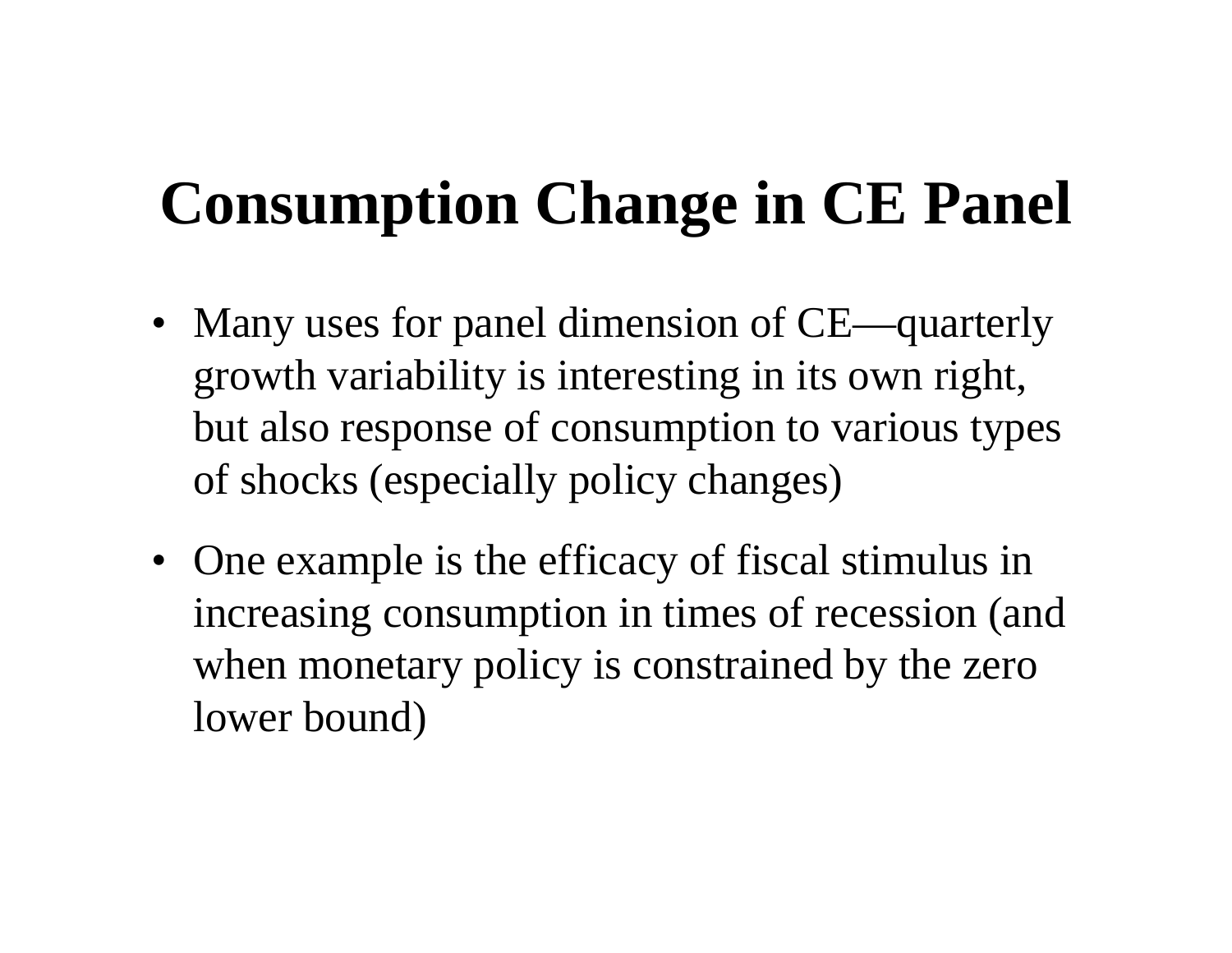# Consumption Change in CE Panel

- Many uses for panel dimension of CE—quarterly growth variability is interesting in its own right, but also response of consumption to various types of shocks (especially policy changes)
- One example is the efficacy of fiscal stimulus in increasing consumption in times of recession (and when monetary policy is constrained by the zero lower bound)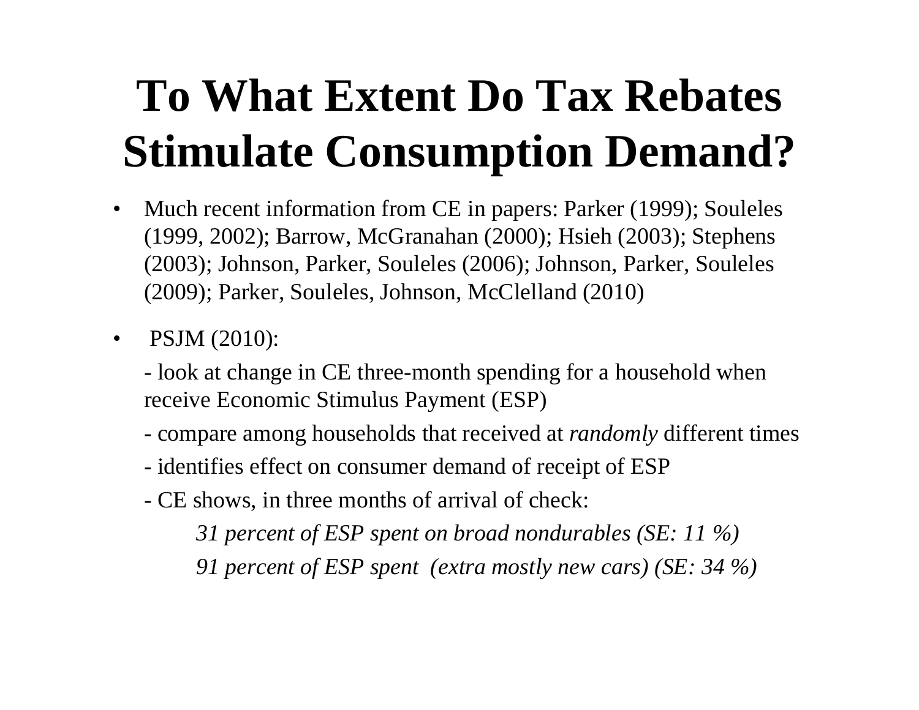# To What Extent Do Tax Rebates Stimulate Consumption Demand?

- Much recent information from CE in papers: Parker (1999); Souleles (1999, 2002); Barrow, McGranahan (2000); Hsieh (2003); Stephens (2003); Johnson, Parker, Souleles (2006); Johnson, Parker, Souleles (2009); Parker, Souleles, Johnson, McClelland (2010)

- PSJM (2010):

  - look at change in CE three-month spending for a household when receive Economic Stimulus Payment (ESP)

  - compare among households that received at *randomly* different times

  - identifies effect on consumer demand of receipt of ESP

  - CE shows, in three months of arrival of check:

    *31 percent of ESP spent on broad nondurables (SE: 11 %)*

    *91 percent of ESP spent (extra mostly new cars) (SE: 34 %)*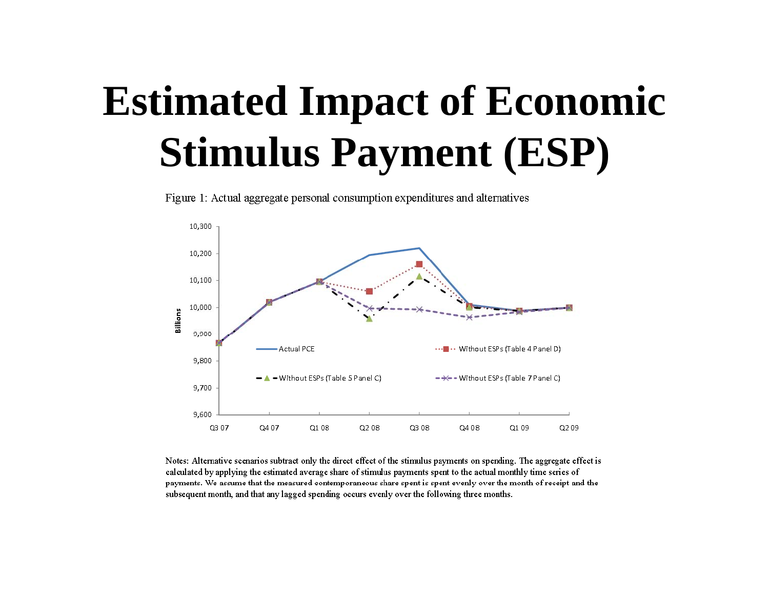# Estimated Impact of Economic Stimulus Payment (ESP)

Figure 1: Actual aggregate personal consumption expenditures and alternatives

Notes: Alternative scenarios subtract only the direct effect of the stimulus payments on spending. The aggregate effect is calculated by applying the estimated average share of stimulus payments spent to the actual monthly time series of payments. We assume that the measured contemporaneous share spent is spent evenly over the month of receipt and the subsequent month, and that any lagged spending occurs evenly over the following three months.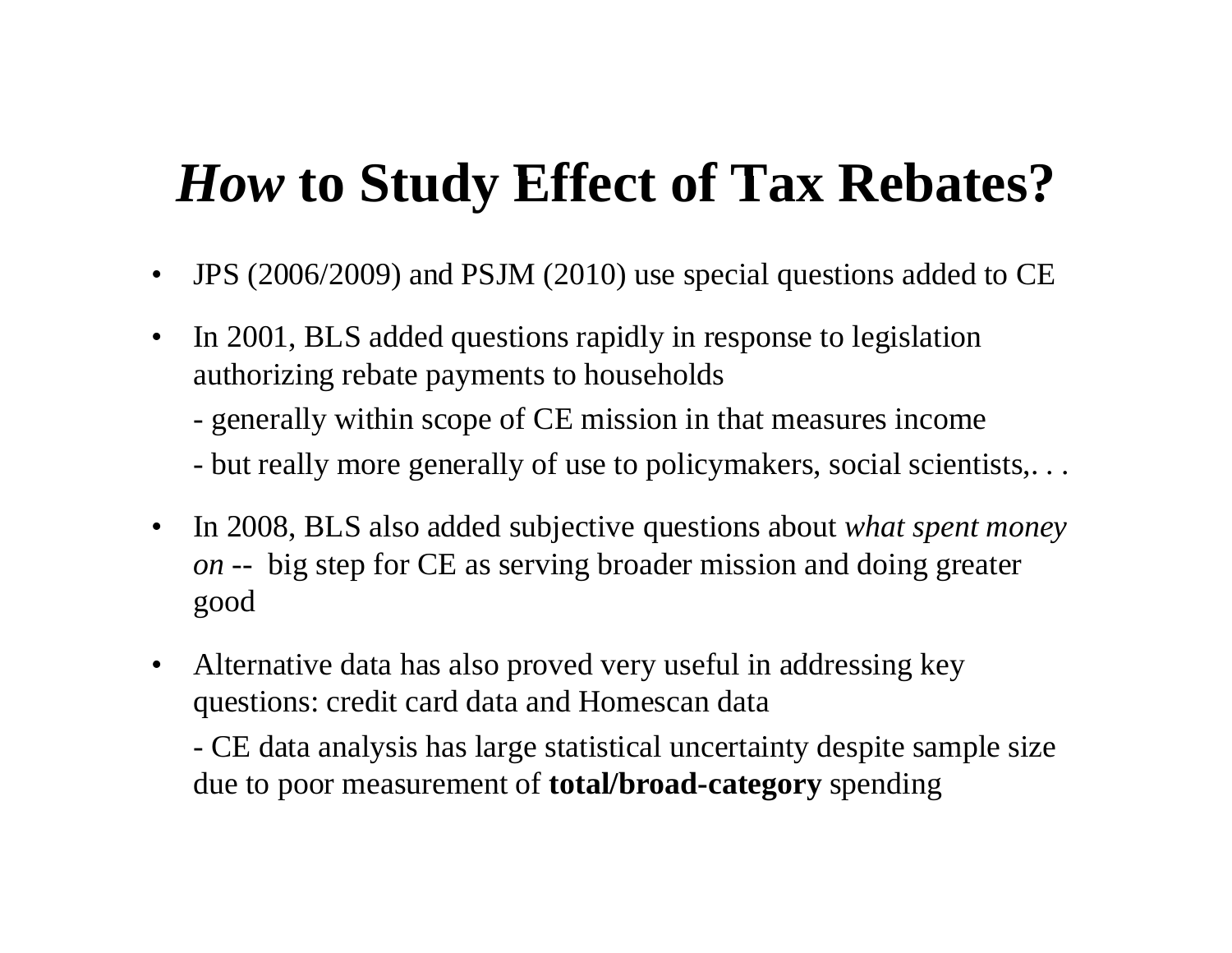# *How* to Study Effect of Tax Rebates?

- JPS (2006/2009) and PSJM (2010) use special questions added to CE
- In 2001, BLS added questions rapidly in response to legislation authorizing rebate payments to households

  - generally within scope of CE mission in that measures income

  - but really more generally of use to policymakers, social scientists,. . .

- In 2008, BLS also added subjective questions about *what spent money on* -- big step for CE as serving broader mission and doing greater good
- Alternative data has also proved very useful in addressing key questions: credit card data and Homescan data

  - CE data analysis has large statistical uncertainty despite sample size due to poor measurement of **total/broad-category** spending